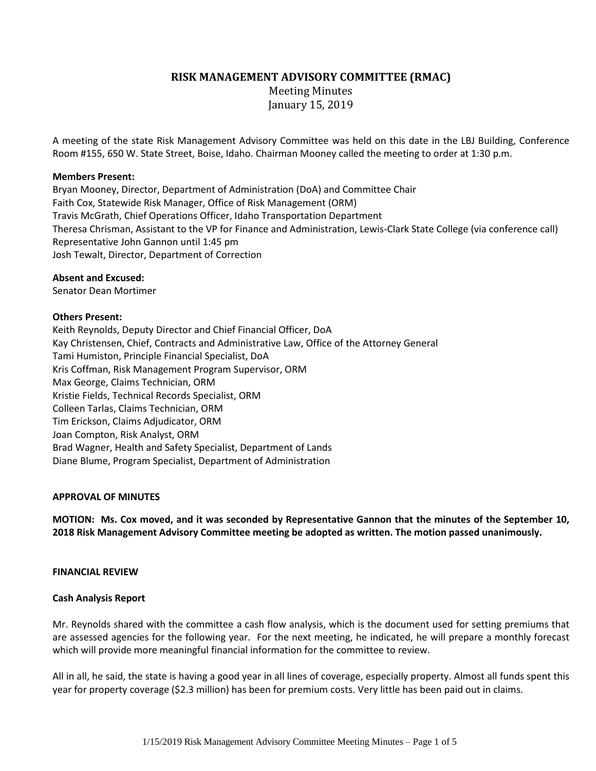# RISK MANAGEMENT ADVISORY COMMITTEE (RMAC)

Meeting Minutes
January 15, 2019

A meeting of the state Risk Management Advisory Committee was held on this date in the LBJ Building, Conference Room #155, 650 W. State Street, Boise, Idaho. Chairman Mooney called the meeting to order at 1:30 p.m.

**Members Present:**
Bryan Mooney, Director, Department of Administration (DoA) and Committee Chair
Faith Cox, Statewide Risk Manager, Office of Risk Management (ORM)
Travis McGrath, Chief Operations Officer, Idaho Transportation Department
Theresa Chrisman, Assistant to the VP for Finance and Administration, Lewis-Clark State College (via conference call)
Representative John Gannon until 1:45 pm
Josh Tewalt, Director, Department of Correction

**Absent and Excused:**
Senator Dean Mortimer

**Others Present:**
Keith Reynolds, Deputy Director and Chief Financial Officer, DoA
Kay Christensen, Chief, Contracts and Administrative Law, Office of the Attorney General
Tami Humiston, Principle Financial Specialist, DoA
Kris Coffman, Risk Management Program Supervisor, ORM
Max George, Claims Technician, ORM
Kristie Fields, Technical Records Specialist, ORM
Colleen Tarlas, Claims Technician, ORM
Tim Erickson, Claims Adjudicator, ORM
Joan Compton, Risk Analyst, ORM
Brad Wagner, Health and Safety Specialist, Department of Lands
Diane Blume, Program Specialist, Department of Administration

## APPROVAL OF MINUTES

**MOTION: Ms. Cox moved, and it was seconded by Representative Gannon that the minutes of the September 10, 2018 Risk Management Advisory Committee meeting be adopted as written. The motion passed unanimously.**

## FINANCIAL REVIEW

### Cash Analysis Report

Mr. Reynolds shared with the committee a cash flow analysis, which is the document used for setting premiums that are assessed agencies for the following year. For the next meeting, he indicated, he will prepare a monthly forecast which will provide more meaningful financial information for the committee to review.

All in all, he said, the state is having a good year in all lines of coverage, especially property. Almost all funds spent this year for property coverage ($2.3 million) has been for premium costs. Very little has been paid out in claims.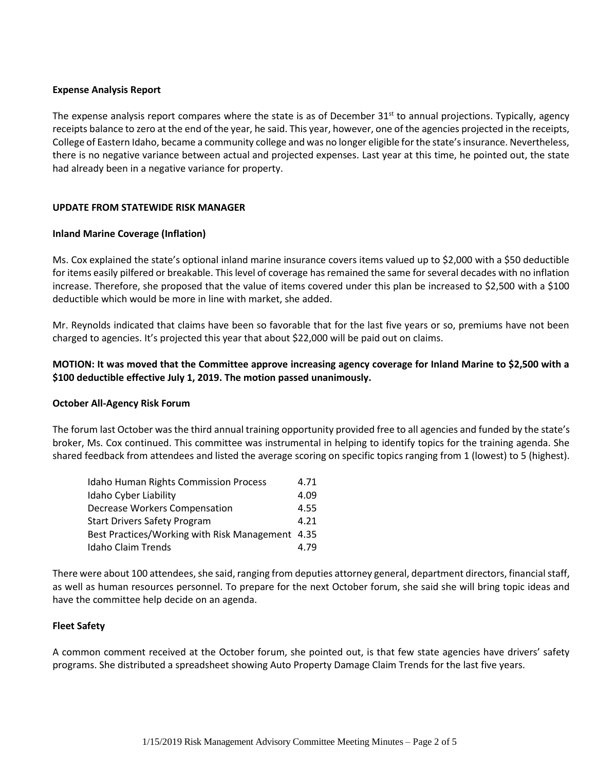**Expense Analysis Report**

The expense analysis report compares where the state is as of December 31st to annual projections. Typically, agency receipts balance to zero at the end of the year, he said. This year, however, one of the agencies projected in the receipts, College of Eastern Idaho, became a community college and was no longer eligible for the state's insurance. Nevertheless, there is no negative variance between actual and projected expenses. Last year at this time, he pointed out, the state had already been in a negative variance for property.

## UPDATE FROM STATEWIDE RISK MANAGER

**Inland Marine Coverage (Inflation)**

Ms. Cox explained the state's optional inland marine insurance covers items valued up to $2,000 with a $50 deductible for items easily pilfered or breakable. This level of coverage has remained the same for several decades with no inflation increase. Therefore, she proposed that the value of items covered under this plan be increased to $2,500 with a $100 deductible which would be more in line with market, she added.

Mr. Reynolds indicated that claims have been so favorable that for the last five years or so, premiums have not been charged to agencies. It's projected this year that about $22,000 will be paid out on claims.

**MOTION: It was moved that the Committee approve increasing agency coverage for Inland Marine to $2,500 with a $100 deductible effective July 1, 2019. The motion passed unanimously.**

**October All-Agency Risk Forum**

The forum last October was the third annual training opportunity provided free to all agencies and funded by the state's broker, Ms. Cox continued. This committee was instrumental in helping to identify topics for the training agenda. She shared feedback from attendees and listed the average scoring on specific topics ranging from 1 (lowest) to 5 (highest).

| Topic | Score |
|---|---|
| Idaho Human Rights Commission Process | 4.71 |
| Idaho Cyber Liability | 4.09 |
| Decrease Workers Compensation | 4.55 |
| Start Drivers Safety Program | 4.21 |
| Best Practices/Working with Risk Management | 4.35 |
| Idaho Claim Trends | 4.79 |

There were about 100 attendees, she said, ranging from deputies attorney general, department directors, financial staff, as well as human resources personnel. To prepare for the next October forum, she said she will bring topic ideas and have the committee help decide on an agenda.

**Fleet Safety**

A common comment received at the October forum, she pointed out, is that few state agencies have drivers' safety programs. She distributed a spreadsheet showing Auto Property Damage Claim Trends for the last five years.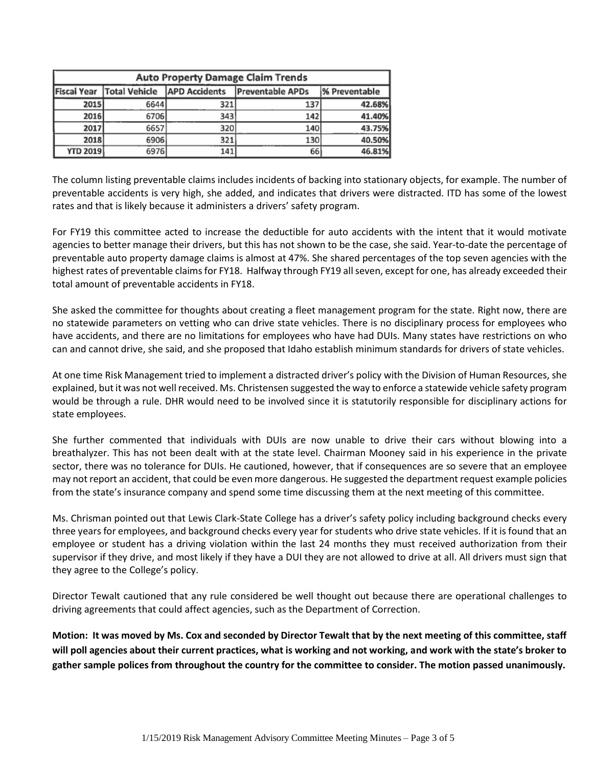| Auto Property Damage Claim Trends | | | | |
|---|---|---|---|---|
| Fiscal Year | Total Vehicle | APD Accidents | Preventable APDs | % Preventable |
| 2015 | 6644 | 321 | 137 | 42.68% |
| 2016 | 6706 | 343 | 142 | 41.40% |
| 2017 | 6657 | 320 | 140 | 43.75% |
| 2018 | 6906 | 321 | 130 | 40.50% |
| YTD 2019 | 6976 | 141 | 66 | 46.81% |

The column listing preventable claims includes incidents of backing into stationary objects, for example. The number of preventable accidents is very high, she added, and indicates that drivers were distracted. ITD has some of the lowest rates and that is likely because it administers a drivers' safety program.

For FY19 this committee acted to increase the deductible for auto accidents with the intent that it would motivate agencies to better manage their drivers, but this has not shown to be the case, she said. Year-to-date the percentage of preventable auto property damage claims is almost at 47%. She shared percentages of the top seven agencies with the highest rates of preventable claims for FY18. Halfway through FY19 all seven, except for one, has already exceeded their total amount of preventable accidents in FY18.

She asked the committee for thoughts about creating a fleet management program for the state. Right now, there are no statewide parameters on vetting who can drive state vehicles. There is no disciplinary process for employees who have accidents, and there are no limitations for employees who have had DUIs. Many states have restrictions on who can and cannot drive, she said, and she proposed that Idaho establish minimum standards for drivers of state vehicles.

At one time Risk Management tried to implement a distracted driver's policy with the Division of Human Resources, she explained, but it was not well received. Ms. Christensen suggested the way to enforce a statewide vehicle safety program would be through a rule. DHR would need to be involved since it is statutorily responsible for disciplinary actions for state employees.

She further commented that individuals with DUIs are now unable to drive their cars without blowing into a breathalyzer. This has not been dealt with at the state level. Chairman Mooney said in his experience in the private sector, there was no tolerance for DUIs. He cautioned, however, that if consequences are so severe that an employee may not report an accident, that could be even more dangerous. He suggested the department request example policies from the state's insurance company and spend some time discussing them at the next meeting of this committee.

Ms. Chrisman pointed out that Lewis Clark-State College has a driver's safety policy including background checks every three years for employees, and background checks every year for students who drive state vehicles. If it is found that an employee or student has a driving violation within the last 24 months they must received authorization from their supervisor if they drive, and most likely if they have a DUI they are not allowed to drive at all. All drivers must sign that they agree to the College's policy.

Director Tewalt cautioned that any rule considered be well thought out because there are operational challenges to driving agreements that could affect agencies, such as the Department of Correction.

**Motion: It was moved by Ms. Cox and seconded by Director Tewalt that by the next meeting of this committee, staff will poll agencies about their current practices, what is working and not working, and work with the state's broker to gather sample polices from throughout the country for the committee to consider. The motion passed unanimously.**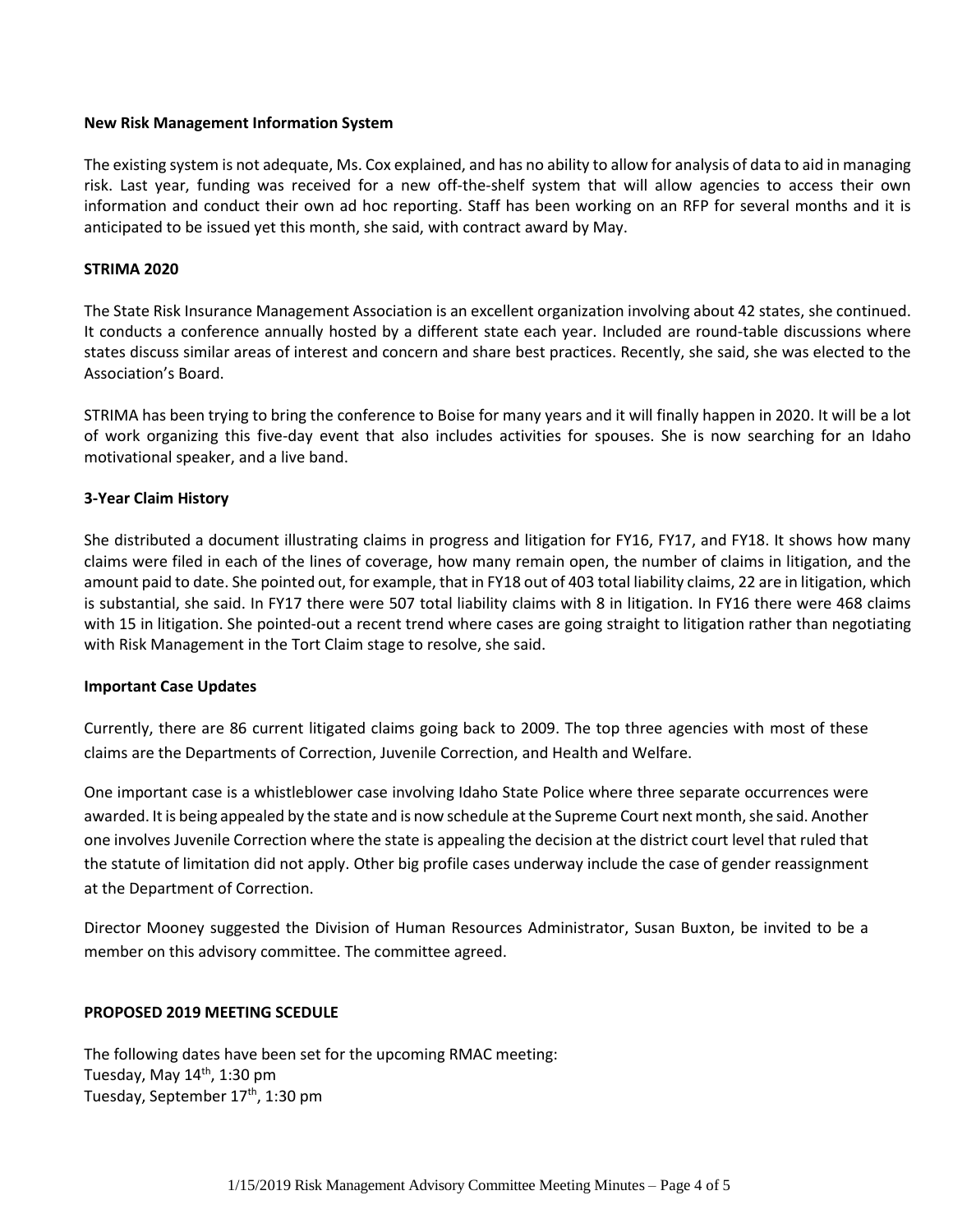**New Risk Management Information System**

The existing system is not adequate, Ms. Cox explained, and has no ability to allow for analysis of data to aid in managing risk. Last year, funding was received for a new off-the-shelf system that will allow agencies to access their own information and conduct their own ad hoc reporting. Staff has been working on an RFP for several months and it is anticipated to be issued yet this month, she said, with contract award by May.

**STRIMA 2020**

The State Risk Insurance Management Association is an excellent organization involving about 42 states, she continued. It conducts a conference annually hosted by a different state each year. Included are round-table discussions where states discuss similar areas of interest and concern and share best practices. Recently, she said, she was elected to the Association's Board.

STRIMA has been trying to bring the conference to Boise for many years and it will finally happen in 2020. It will be a lot of work organizing this five-day event that also includes activities for spouses. She is now searching for an Idaho motivational speaker, and a live band.

**3-Year Claim History**

She distributed a document illustrating claims in progress and litigation for FY16, FY17, and FY18. It shows how many claims were filed in each of the lines of coverage, how many remain open, the number of claims in litigation, and the amount paid to date. She pointed out, for example, that in FY18 out of 403 total liability claims, 22 are in litigation, which is substantial, she said. In FY17 there were 507 total liability claims with 8 in litigation. In FY16 there were 468 claims with 15 in litigation. She pointed-out a recent trend where cases are going straight to litigation rather than negotiating with Risk Management in the Tort Claim stage to resolve, she said.

**Important Case Updates**

Currently, there are 86 current litigated claims going back to 2009. The top three agencies with most of these claims are the Departments of Correction, Juvenile Correction, and Health and Welfare.

One important case is a whistleblower case involving Idaho State Police where three separate occurrences were awarded. It is being appealed by the state and is now schedule at the Supreme Court next month, she said. Another one involves Juvenile Correction where the state is appealing the decision at the district court level that ruled that the statute of limitation did not apply. Other big profile cases underway include the case of gender reassignment at the Department of Correction.

Director Mooney suggested the Division of Human Resources Administrator, Susan Buxton, be invited to be a member on this advisory committee. The committee agreed.

**PROPOSED 2019 MEETING SCEDULE**

The following dates have been set for the upcoming RMAC meeting:
Tuesday, May 14th, 1:30 pm
Tuesday, September 17th, 1:30 pm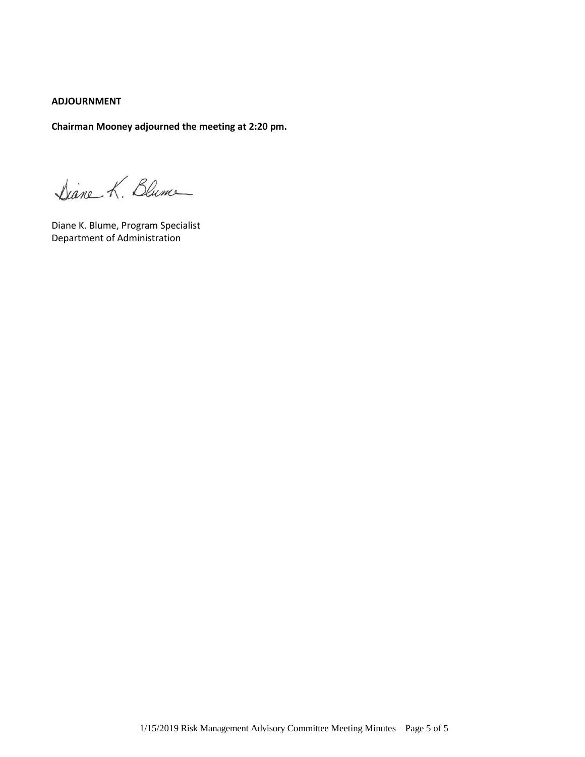**ADJOURNMENT**

**Chairman Mooney adjourned the meeting at 2:20 pm.**

Diane K. Blume

Diane K. Blume, Program Specialist
Department of Administration